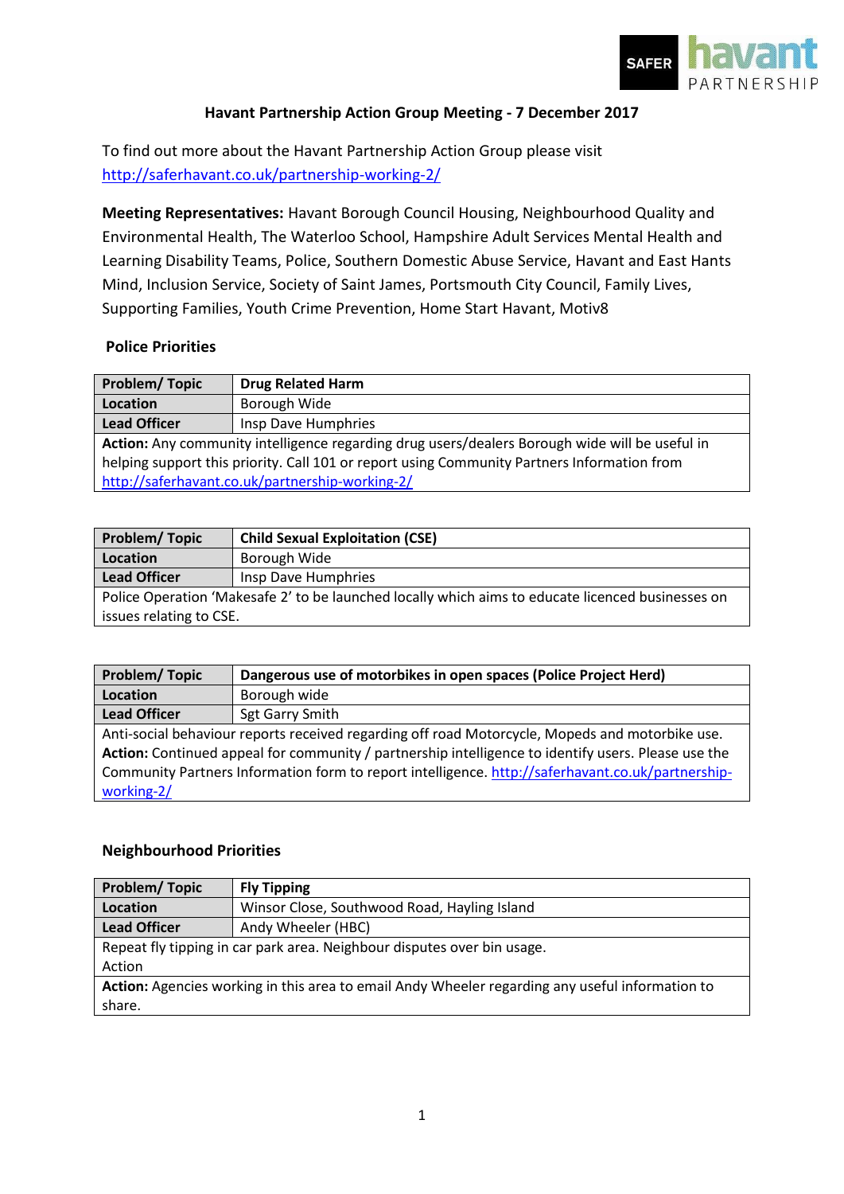# Havant Partnership Action Group Meeting - 7 December 2017

To find out more about the Havant Partnership Action Group please visit http://saferhavant.co.uk/partnership-working-2/

**Meeting Representatives:** Havant Borough Council Housing, Neighbourhood Quality and Environmental Health, The Waterloo School, Hampshire Adult Services Mental Health and Learning Disability Teams, Police, Southern Domestic Abuse Service, Havant and East Hants Mind, Inclusion Service, Society of Saint James, Portsmouth City Council, Family Lives, Supporting Families, Youth Crime Prevention, Home Start Havant, Motiv8

## Police Priorities

| **Problem/ Topic** | **Drug Related Harm** |
|---|---|
| **Location** | Borough Wide |
| **Lead Officer** | Insp Dave Humphries |
| **Action:** Any community intelligence regarding drug users/dealers Borough wide will be useful in helping support this priority. Call 101 or report using Community Partners Information from http://saferhavant.co.uk/partnership-working-2/ | |

| **Problem/ Topic** | **Child Sexual Exploitation (CSE)** |
|---|---|
| **Location** | Borough Wide |
| **Lead Officer** | Insp Dave Humphries |
| Police Operation 'Makesafe 2' to be launched locally which aims to educate licenced businesses on issues relating to CSE. | |

| **Problem/ Topic** | **Dangerous use of motorbikes in open spaces (Police Project Herd)** |
|---|---|
| **Location** | Borough wide |
| **Lead Officer** | Sgt Garry Smith |
| Anti-social behaviour reports received regarding off road Motorcycle, Mopeds and motorbike use. **Action:** Continued appeal for community / partnership intelligence to identify users. Please use the Community Partners Information form to report intelligence. http://saferhavant.co.uk/partnership-working-2/ | |

## Neighbourhood Priorities

| **Problem/ Topic** | **Fly Tipping** |
|---|---|
| **Location** | Winsor Close, Southwood Road, Hayling Island |
| **Lead Officer** | Andy Wheeler (HBC) |
| Repeat fly tipping in car park area. Neighbour disputes over bin usage. Action | |
| **Action:** Agencies working in this area to email Andy Wheeler regarding any useful information to share. | |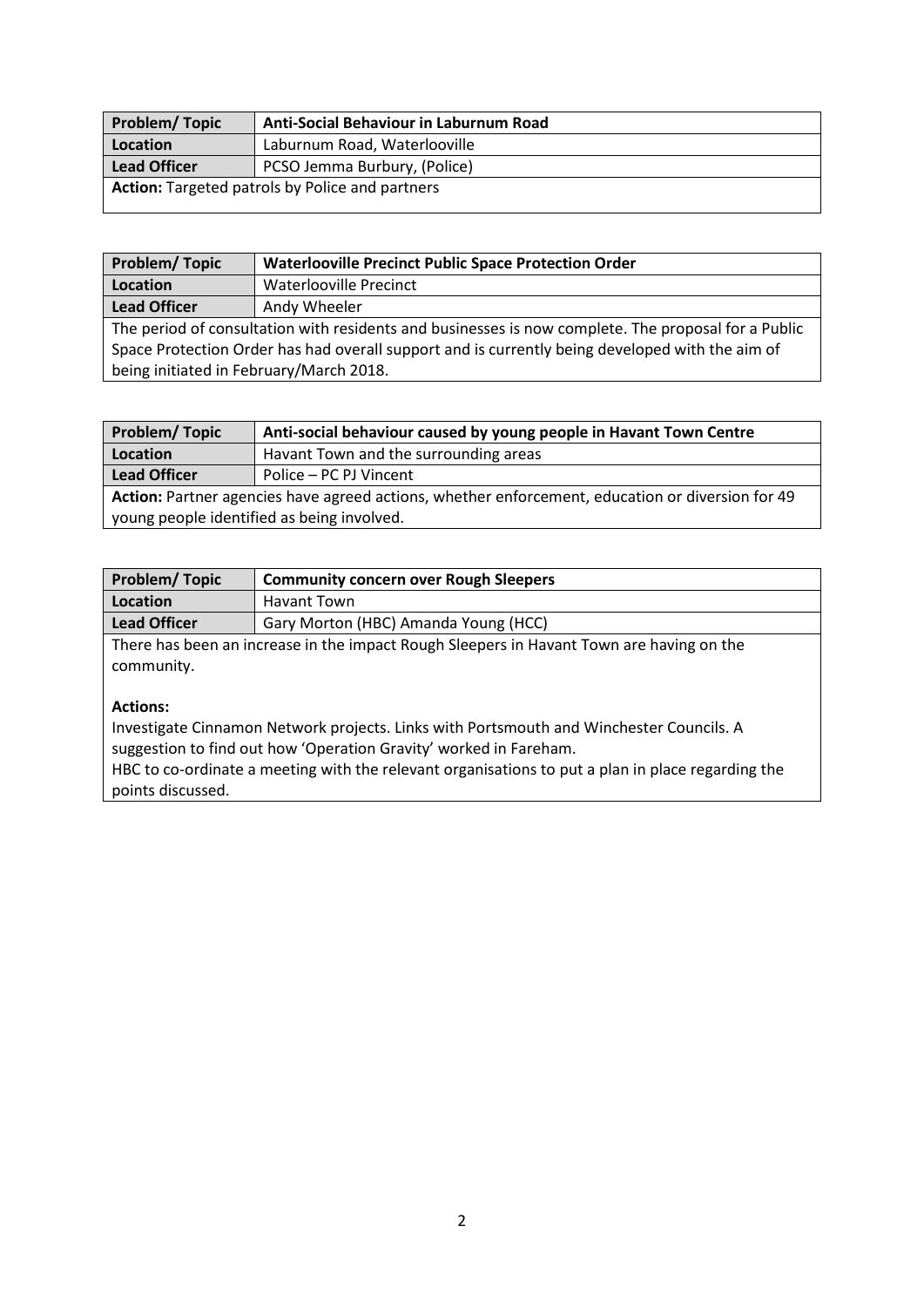| **Problem/ Topic** | **Anti-Social Behaviour in Laburnum Road** |
| --- | --- |
| **Location** | Laburnum Road, Waterlooville |
| **Lead Officer** | PCSO Jemma Burbury, (Police) |
| **Action:** Targeted patrols by Police and partners | |

| **Problem/ Topic** | **Waterlooville Precinct Public Space Protection Order** |
| --- | --- |
| **Location** | Waterlooville Precinct |
| **Lead Officer** | Andy Wheeler |
| The period of consultation with residents and businesses is now complete. The proposal for a Public Space Protection Order has had overall support and is currently being developed with the aim of being initiated in February/March 2018. | |

| **Problem/ Topic** | **Anti-social behaviour caused by young people in Havant Town Centre** |
| --- | --- |
| **Location** | Havant Town and the surrounding areas |
| **Lead Officer** | Police – PC PJ Vincent |
| **Action:** Partner agencies have agreed actions, whether enforcement, education or diversion for 49 young people identified as being involved. | |

| **Problem/ Topic** | **Community concern over Rough Sleepers** |
| --- | --- |
| **Location** | Havant Town |
| **Lead Officer** | Gary Morton (HBC) Amanda Young (HCC) |
| There has been an increase in the impact Rough Sleepers in Havant Town are having on the community.<br><br>**Actions:**<br>Investigate Cinnamon Network projects. Links with Portsmouth and Winchester Councils. A suggestion to find out how 'Operation Gravity' worked in Fareham.<br>HBC to co-ordinate a meeting with the relevant organisations to put a plan in place regarding the points discussed. | |